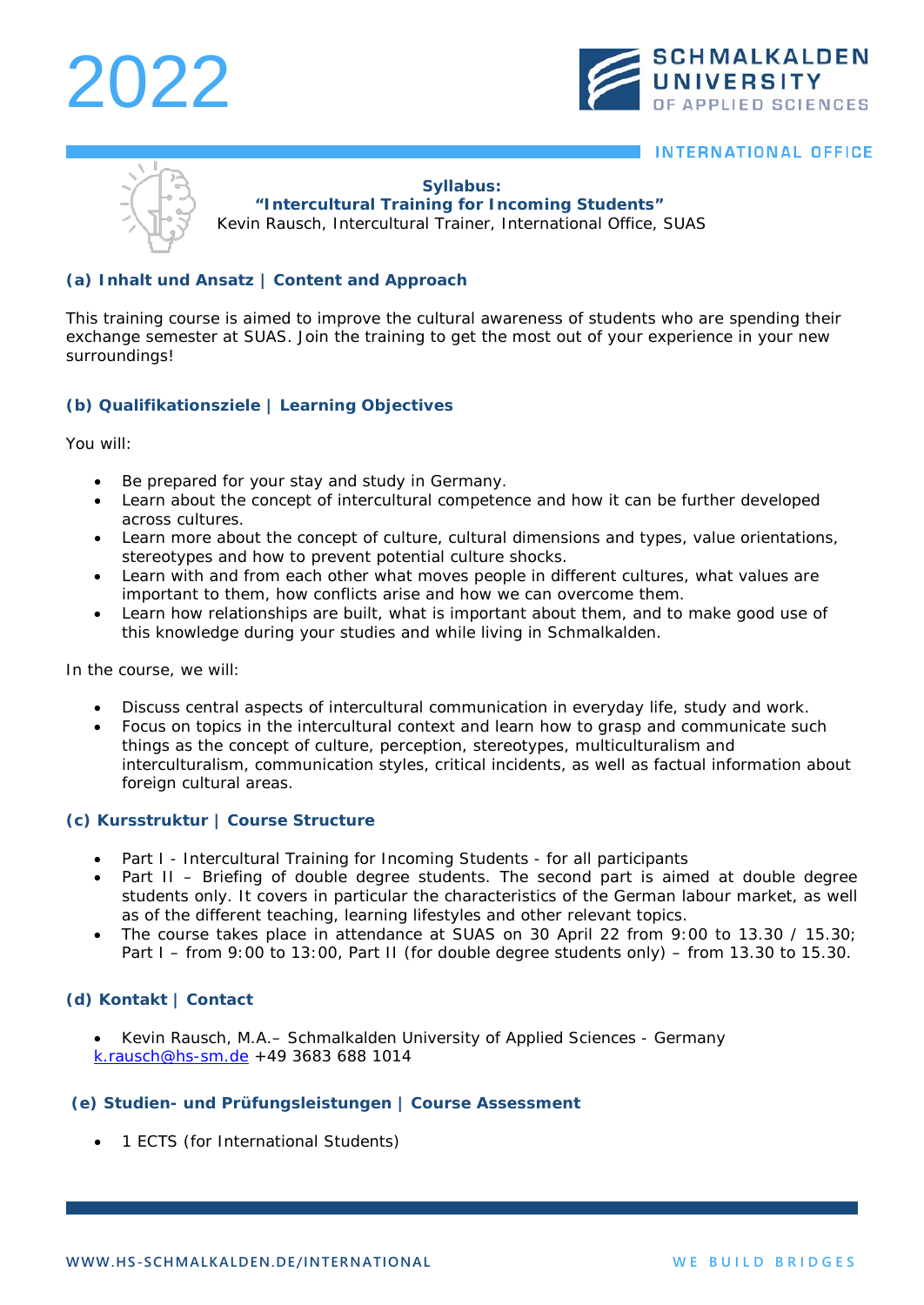2022

SCHMALKALDEN UNIVERSITY OF APPLIED SCIENCES

INTERNATIONAL OFFICE

**Syllabus:**
**"Intercultural Training for Incoming Students"**
Kevin Rausch, Intercultural Trainer, International Office, SUAS

### (a) Inhalt und Ansatz | Content and Approach

This training course is aimed to improve the cultural awareness of students who are spending their exchange semester at SUAS. Join the training to get the most out of your experience in your new surroundings!

### (b) Qualifikationsziele | Learning Objectives

You will:

- Be prepared for your stay and study in Germany.
- Learn about the concept of intercultural competence and how it can be further developed across cultures.
- Learn more about the concept of culture, cultural dimensions and types, value orientations, stereotypes and how to prevent potential culture shocks.
- Learn with and from each other what moves people in different cultures, what values are important to them, how conflicts arise and how we can overcome them.
- Learn how relationships are built, what is important about them, and to make good use of this knowledge during your studies and while living in Schmalkalden.

In the course, we will:

- Discuss central aspects of intercultural communication in everyday life, study and work.
- Focus on topics in the intercultural context and learn how to grasp and communicate such things as the concept of culture, perception, stereotypes, multiculturalism and interculturalism, communication styles, critical incidents, as well as factual information about foreign cultural areas.

### (c) Kursstruktur | Course Structure

- Part I - Intercultural Training for Incoming Students - for all participants
- Part II – Briefing of double degree students. The second part is aimed at double degree students only. It covers in particular the characteristics of the German labour market, as well as of the different teaching, learning lifestyles and other relevant topics.
- The course takes place in attendance at SUAS on 30 April 22 from 9:00 to 13.30 / 15.30; Part I – from 9:00 to 13:00, Part II (for double degree students only) – from 13.30 to 15.30.

### (d) Kontakt | Contact

- Kevin Rausch, M.A.– Schmalkalden University of Applied Sciences - Germany
k.rausch@hs-sm.de +49 3683 688 1014

### (e) Studien- und Prüfungsleistungen | Course Assessment

- 1 ECTS (for International Students)

WWW.HS-SCHMALKALDEN.DE/INTERNATIONAL WE BUILD BRIDGES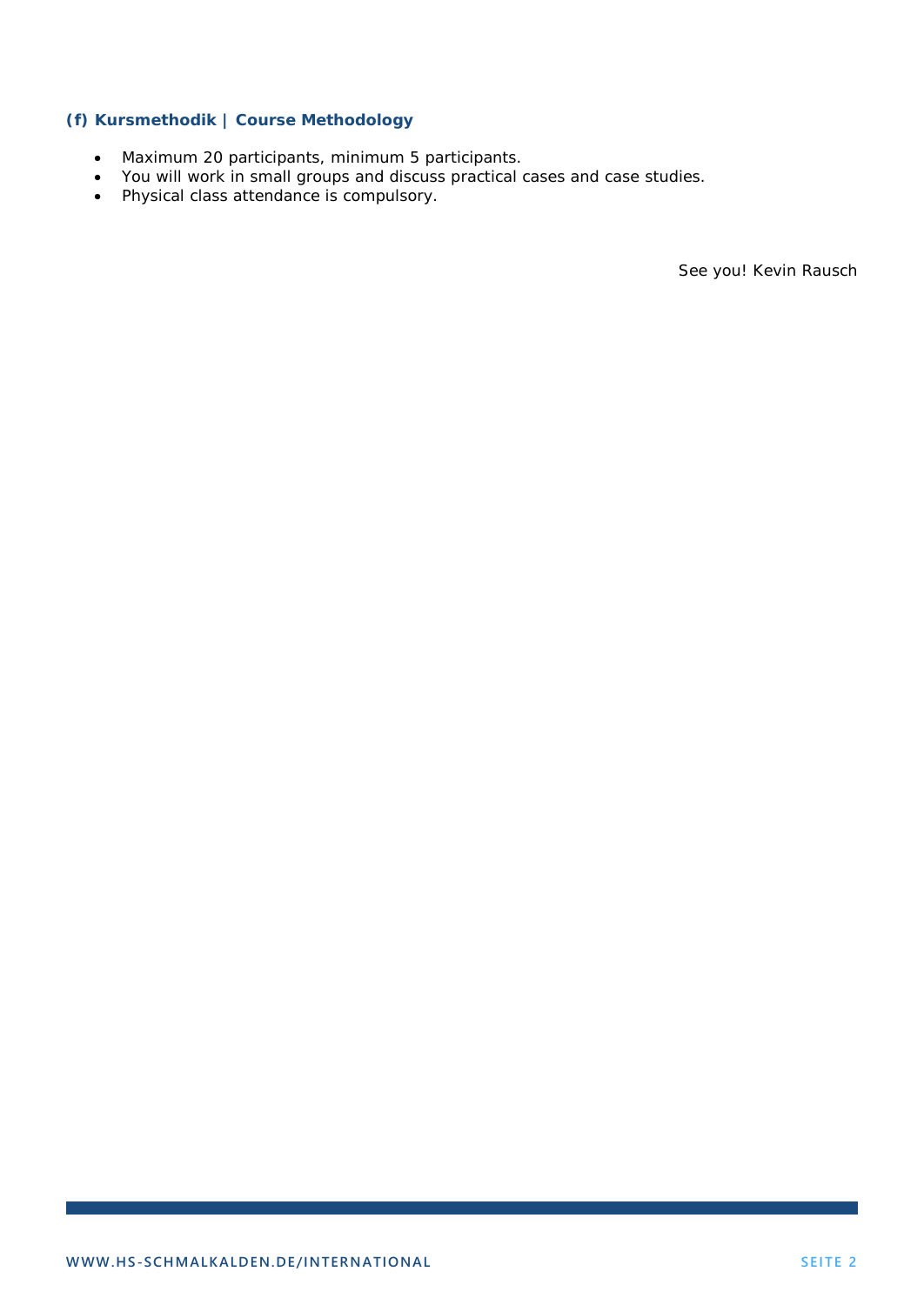### (f) Kursmethodik | Course Methodology

- Maximum 20 participants, minimum 5 participants.
- You will work in small groups and discuss practical cases and case studies.
- Physical class attendance is compulsory.

See you! Kevin Rausch